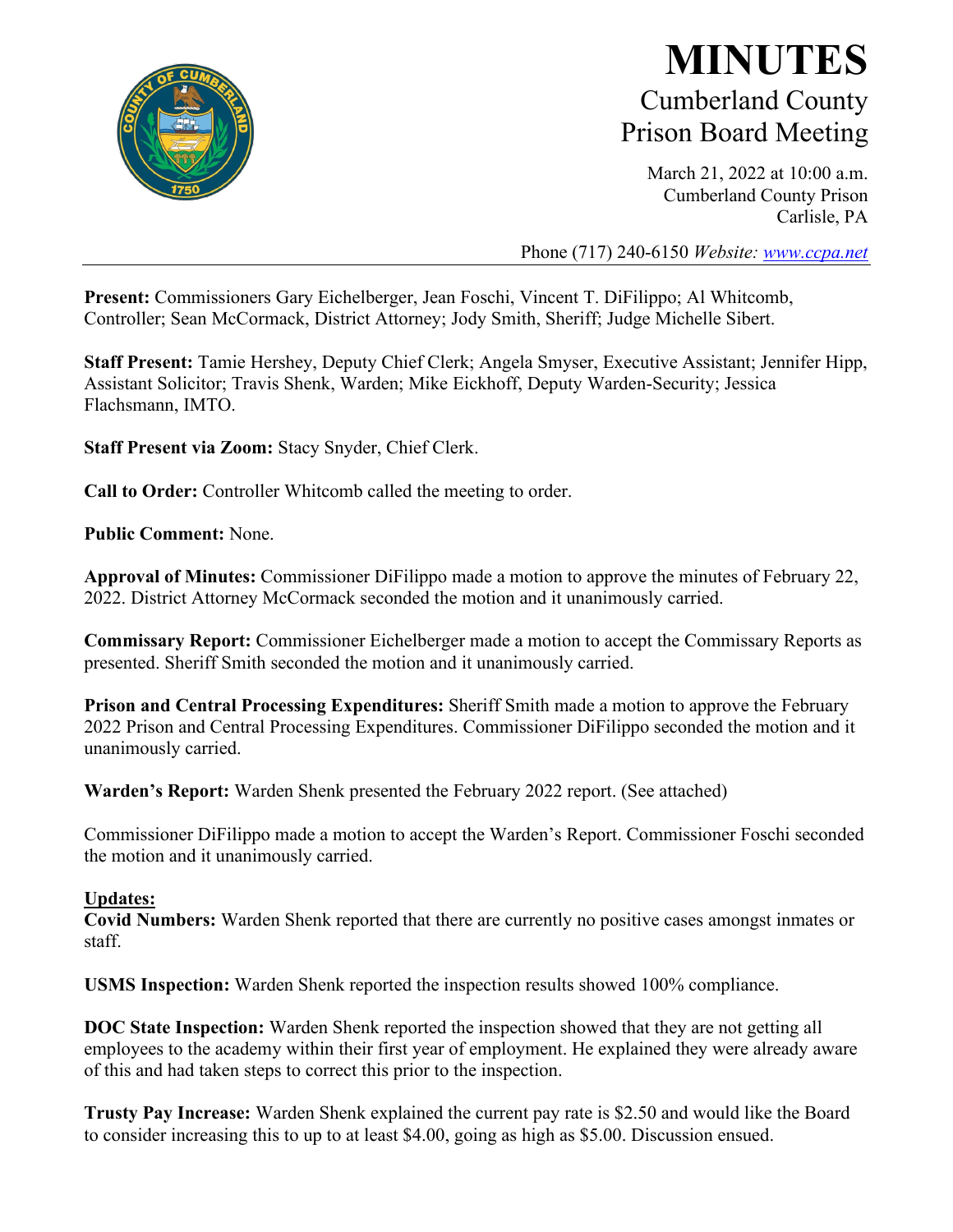# MINUTES

## Cumberland County Prison Board Meeting

March 21, 2022 at 10:00 a.m.
Cumberland County Prison
Carlisle, PA

Phone (717) 240-6150 *Website: www.ccpa.net*

**Present:** Commissioners Gary Eichelberger, Jean Foschi, Vincent T. DiFilippo; Al Whitcomb, Controller; Sean McCormack, District Attorney; Jody Smith, Sheriff; Judge Michelle Sibert.

**Staff Present:** Tamie Hershey, Deputy Chief Clerk; Angela Smyser, Executive Assistant; Jennifer Hipp, Assistant Solicitor; Travis Shenk, Warden; Mike Eickhoff, Deputy Warden-Security; Jessica Flachsmann, IMTO.

**Staff Present via Zoom:** Stacy Snyder, Chief Clerk.

**Call to Order:** Controller Whitcomb called the meeting to order.

**Public Comment:** None.

**Approval of Minutes:** Commissioner DiFilippo made a motion to approve the minutes of February 22, 2022. District Attorney McCormack seconded the motion and it unanimously carried.

**Commissary Report:** Commissioner Eichelberger made a motion to accept the Commissary Reports as presented. Sheriff Smith seconded the motion and it unanimously carried.

**Prison and Central Processing Expenditures:** Sheriff Smith made a motion to approve the February 2022 Prison and Central Processing Expenditures. Commissioner DiFilippo seconded the motion and it unanimously carried.

**Warden's Report:** Warden Shenk presented the February 2022 report. (See attached)

Commissioner DiFilippo made a motion to accept the Warden's Report. Commissioner Foschi seconded the motion and it unanimously carried.

**Updates:**

**Covid Numbers:** Warden Shenk reported that there are currently no positive cases amongst inmates or staff.

**USMS Inspection:** Warden Shenk reported the inspection results showed 100% compliance.

**DOC State Inspection:** Warden Shenk reported the inspection showed that they are not getting all employees to the academy within their first year of employment. He explained they were already aware of this and had taken steps to correct this prior to the inspection.

**Trusty Pay Increase:** Warden Shenk explained the current pay rate is $2.50 and would like the Board to consider increasing this to up to at least $4.00, going as high as $5.00. Discussion ensued.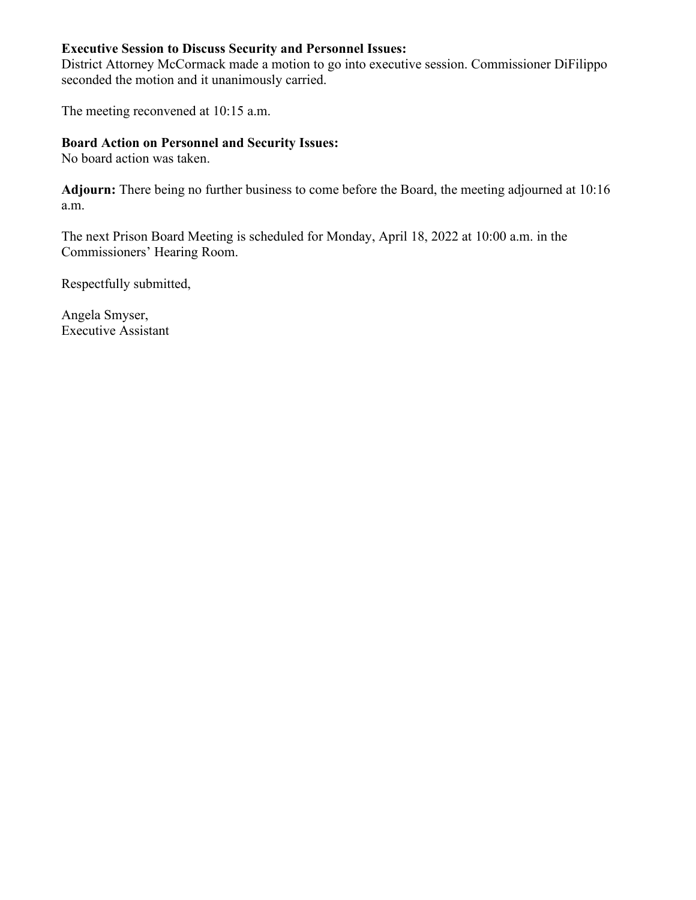**Executive Session to Discuss Security and Personnel Issues:**
District Attorney McCormack made a motion to go into executive session. Commissioner DiFilippo seconded the motion and it unanimously carried.

The meeting reconvened at 10:15 a.m.

**Board Action on Personnel and Security Issues:**
No board action was taken.

**Adjourn:** There being no further business to come before the Board, the meeting adjourned at 10:16 a.m.

The next Prison Board Meeting is scheduled for Monday, April 18, 2022 at 10:00 a.m. in the Commissioners' Hearing Room.

Respectfully submitted,

Angela Smyser,
Executive Assistant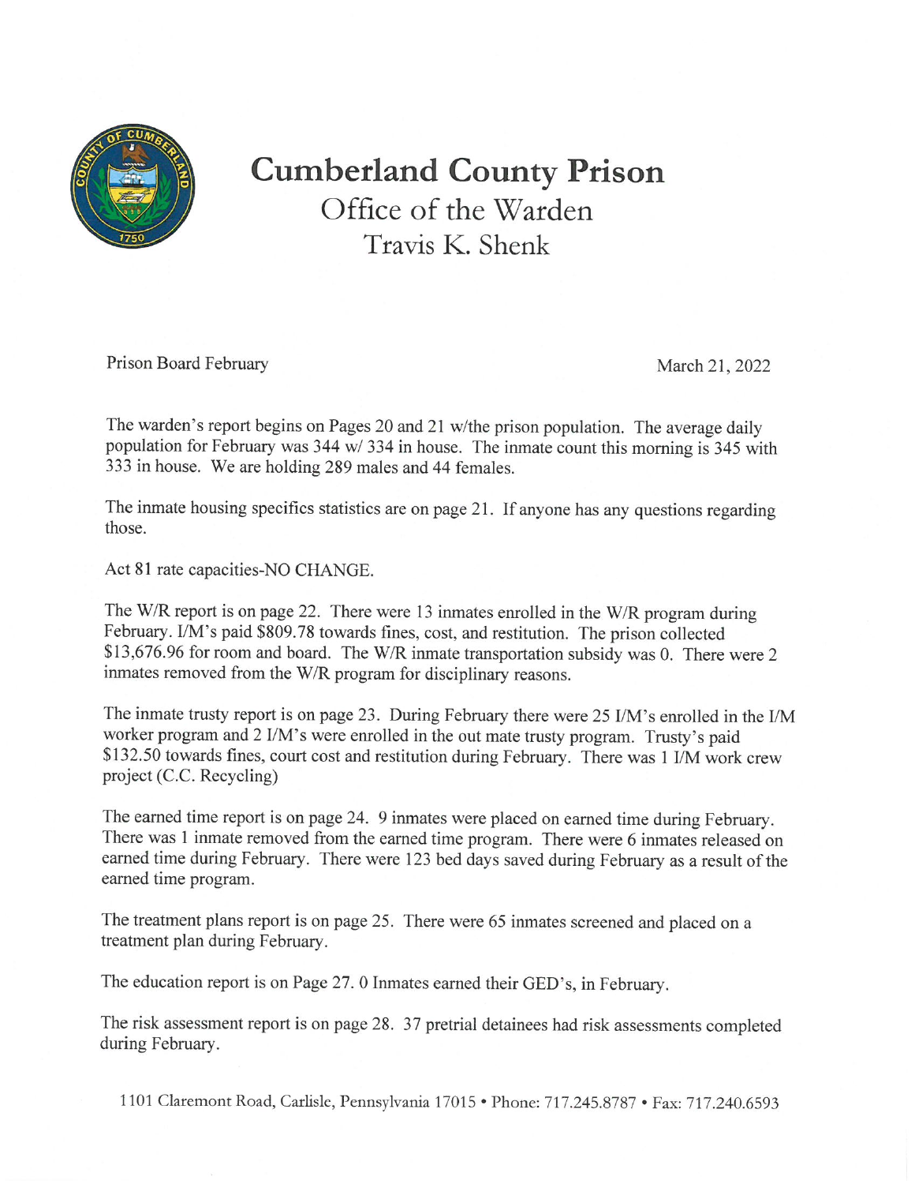# Cumberland County Prison

## Office of the Warden

## Travis K. Shenk

Prison Board February

March 21, 2022

The warden's report begins on Pages 20 and 21 w/the prison population. The average daily population for February was 344 w/ 334 in house. The inmate count this morning is 345 with 333 in house. We are holding 289 males and 44 females.

The inmate housing specifics statistics are on page 21. If anyone has any questions regarding those.

Act 81 rate capacities-NO CHANGE.

The W/R report is on page 22. There were 13 inmates enrolled in the W/R program during February. I/M's paid $809.78 towards fines, cost, and restitution. The prison collected $13,676.96 for room and board. The W/R inmate transportation subsidy was 0. There were 2 inmates removed from the W/R program for disciplinary reasons.

The inmate trusty report is on page 23. During February there were 25 I/M's enrolled in the I/M worker program and 2 I/M's were enrolled in the out mate trusty program. Trusty's paid $132.50 towards fines, court cost and restitution during February. There was 1 I/M work crew project (C.C. Recycling)

The earned time report is on page 24. 9 inmates were placed on earned time during February. There was 1 inmate removed from the earned time program. There were 6 inmates released on earned time during February. There were 123 bed days saved during February as a result of the earned time program.

The treatment plans report is on page 25. There were 65 inmates screened and placed on a treatment plan during February.

The education report is on Page 27. 0 Inmates earned their GED's, in February.

The risk assessment report is on page 28. 37 pretrial detainees had risk assessments completed during February.

1101 Claremont Road, Carlisle, Pennsylvania 17015 • Phone: 717.245.8787 • Fax: 717.240.6593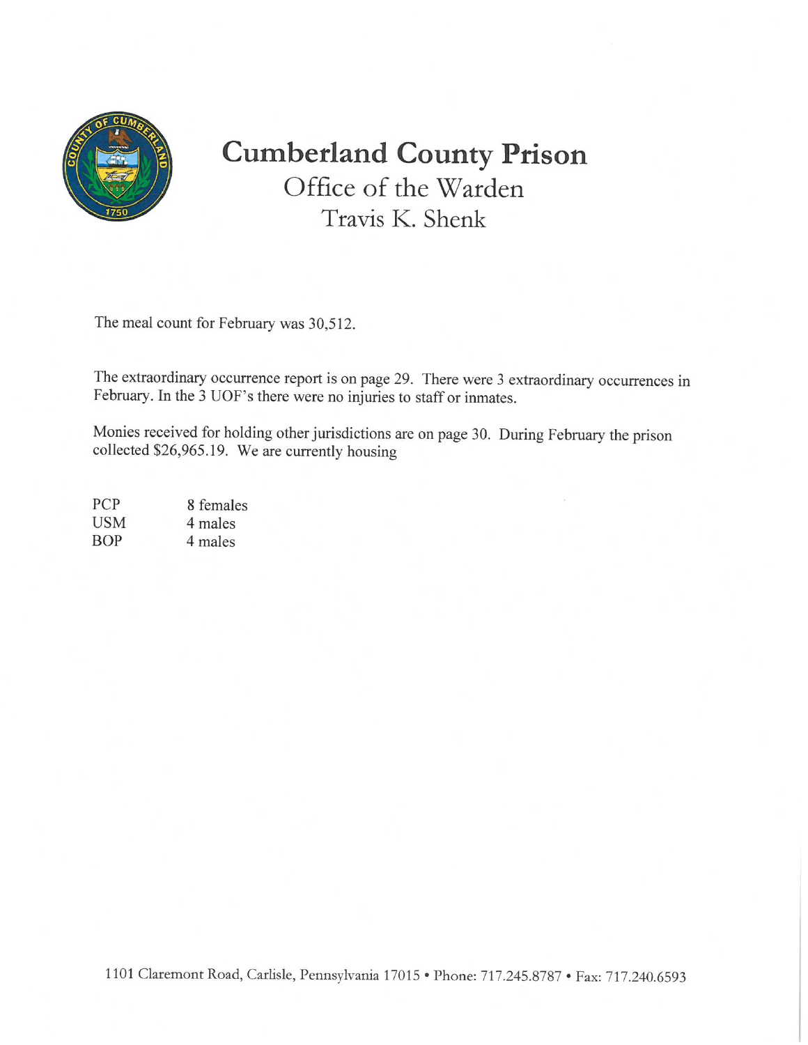# Cumberland County Prison

## Office of the Warden

## Travis K. Shenk

The meal count for February was 30,512.

The extraordinary occurrence report is on page 29. There were 3 extraordinary occurrences in February. In the 3 UOF's there were no injuries to staff or inmates.

Monies received for holding other jurisdictions are on page 30. During February the prison collected $26,965.19. We are currently housing

| | |
|---|---|
| PCP | 8 females |
| USM | 4 males |
| BOP | 4 males |

1101 Claremont Road, Carlisle, Pennsylvania 17015 • Phone: 717.245.8787 • Fax: 717.240.6593